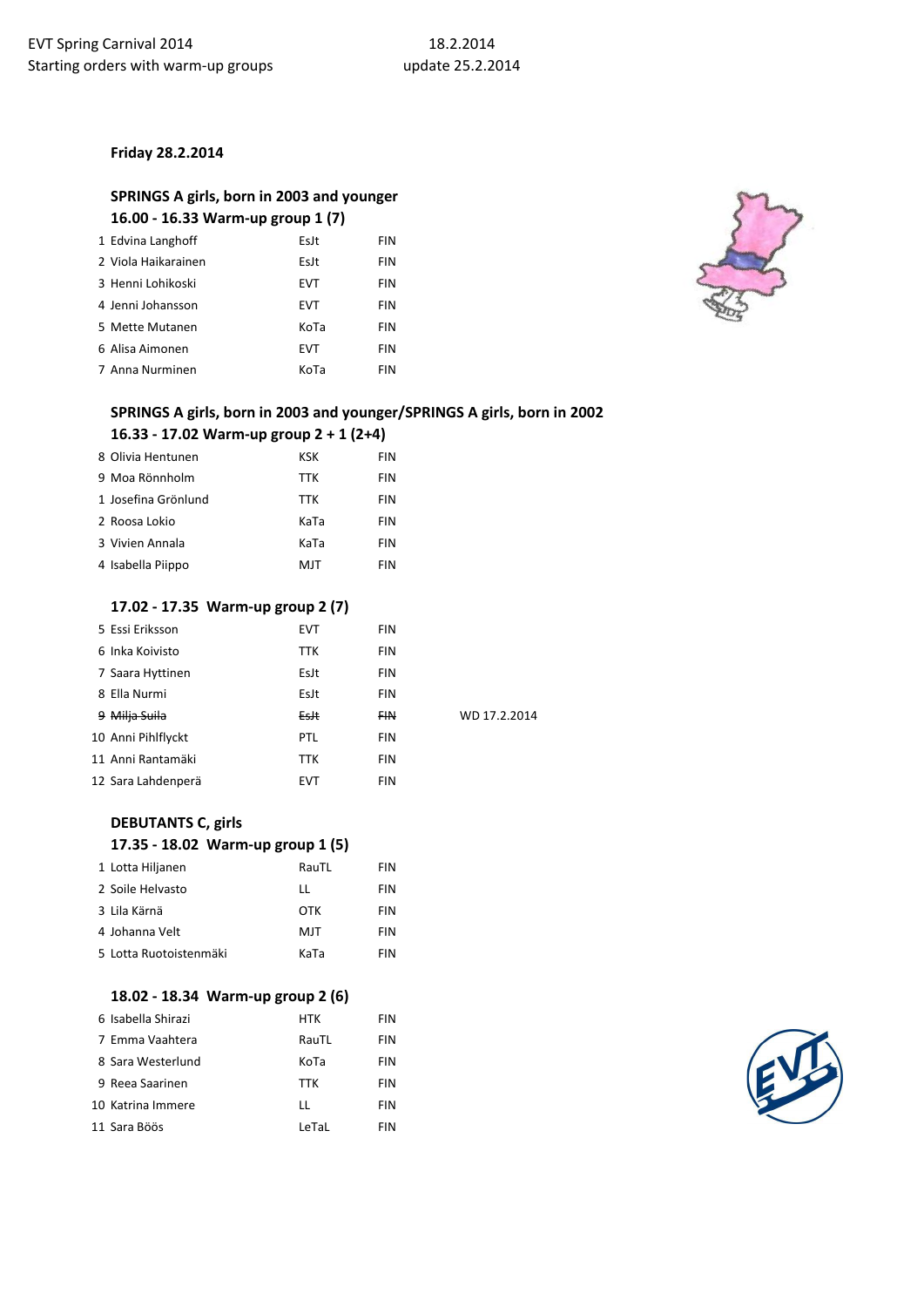EVT Spring Carnival 2014 18.2.2014

Starting orders with warm-up groups update 25.2.2014

**Friday 28.2.2014**

### SPRINGS A girls, born in 2003 and younger

**16.00 - 16.33 Warm-up group 1 (7)**

| | | | |
|---|---|---|---|
| 1 | Edvina Langhoff | EsJt | FIN |
| 2 | Viola Haikarainen | EsJt | FIN |
| 3 | Henni Lohikoski | EVT | FIN |
| 4 | Jenni Johansson | EVT | FIN |
| 5 | Mette Mutanen | KoTa | FIN |
| 6 | Alisa Aimonen | EVT | FIN |
| 7 | Anna Nurminen | KoTa | FIN |

### SPRINGS A girls, born in 2003 and younger/SPRINGS A girls, born in 2002

**16.33 - 17.02 Warm-up group 2 + 1 (2+4)**

| | | | |
|---|---|---|---|
| 8 | Olivia Hentunen | KSK | FIN |
| 9 | Moa Rönnholm | TTK | FIN |
| 1 | Josefina Grönlund | TTK | FIN |
| 2 | Roosa Lokio | KaTa | FIN |
| 3 | Vivien Annala | KaTa | FIN |
| 4 | Isabella Piippo | MJT | FIN |

**17.02 - 17.35 Warm-up group 2 (7)**

| | | | | |
|---|---|---|---|---|
| 5 | Essi Eriksson | EVT | FIN | |
| 6 | Inka Koivisto | TTK | FIN | |
| 7 | Saara Hyttinen | EsJt | FIN | |
| 8 | Ella Nurmi | EsJt | FIN | |
| ~~9~~ | ~~Milja Suila~~ | ~~EsJt~~ | ~~FIN~~ | WD 17.2.2014 |
| 10 | Anni Pihlflyckt | PTL | FIN | |
| 11 | Anni Rantamäki | TTK | FIN | |
| 12 | Sara Lahdenperä | EVT | FIN | |

### DEBUTANTS C, girls

**17.35 - 18.02 Warm-up group 1 (5)**

| | | | |
|---|---|---|---|
| 1 | Lotta Hiljanen | RauTL | FIN |
| 2 | Soile Helvasto | LL | FIN |
| 3 | Lila Kärnä | OTK | FIN |
| 4 | Johanna Velt | MJT | FIN |
| 5 | Lotta Ruotoistenmäki | KaTa | FIN |

**18.02 - 18.34 Warm-up group 2 (6)**

| | | | |
|---|---|---|---|
| 6 | Isabella Shirazi | HTK | FIN |
| 7 | Emma Vaahtera | RauTL | FIN |
| 8 | Sara Westerlund | KoTa | FIN |
| 9 | Reea Saarinen | TTK | FIN |
| 10 | Katrina Immere | LL | FIN |
| 11 | Sara Böös | LeTaL | FIN |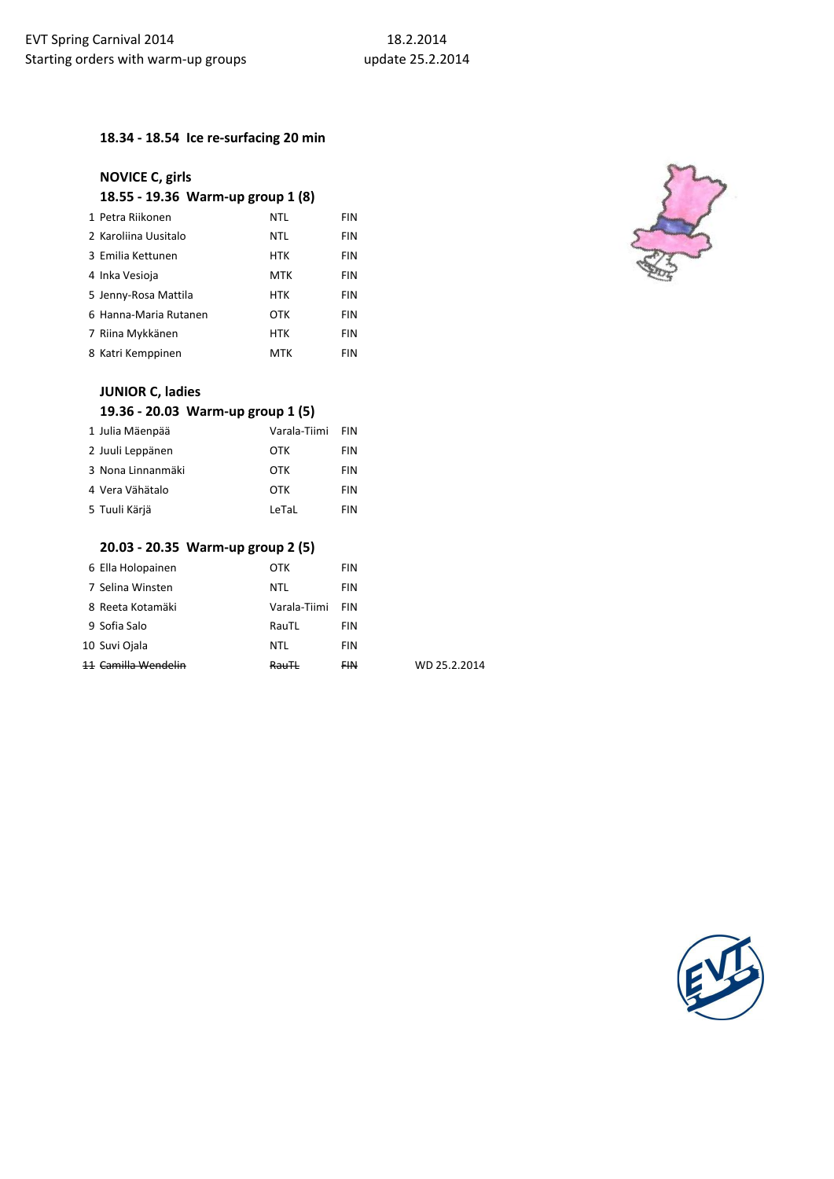EVT Spring Carnival 2014 — 18.2.2014

Starting orders with warm-up groups — update 25.2.2014

**18.34 - 18.54 Ice re-surfacing 20 min**

**NOVICE C, girls**

**18.55 - 19.36 Warm-up group 1 (8)**

| # | Name | Club | Nation |
|---|---|---|---|
| 1 | Petra Riikonen | NTL | FIN |
| 2 | Karoliina Uusitalo | NTL | FIN |
| 3 | Emilia Kettunen | HTK | FIN |
| 4 | Inka Vesioja | MTK | FIN |
| 5 | Jenny-Rosa Mattila | HTK | FIN |
| 6 | Hanna-Maria Rutanen | OTK | FIN |
| 7 | Riina Mykkänen | HTK | FIN |
| 8 | Katri Kemppinen | MTK | FIN |

**JUNIOR C, ladies**

**19.36 - 20.03 Warm-up group 1 (5)**

| # | Name | Club | Nation |
|---|---|---|---|
| 1 | Julia Mäenpää | Varala-Tiimi | FIN |
| 2 | Juuli Leppänen | OTK | FIN |
| 3 | Nona Linnanmäki | OTK | FIN |
| 4 | Vera Vähätalo | OTK | FIN |
| 5 | Tuuli Kärjä | LeTaL | FIN |

**20.03 - 20.35 Warm-up group 2 (5)**

| # | Name | Club | Nation | |
|---|---|---|---|---|
| 6 | Ella Holopainen | OTK | FIN | |
| 7 | Selina Winsten | NTL | FIN | |
| 8 | Reeta Kotamäki | Varala-Tiimi | FIN | |
| 9 | Sofia Salo | RauTL | FIN | |
| 10 | Suvi Ojala | NTL | FIN | |
| ~~11~~ | ~~Camilla Wendelin~~ | ~~RauTL~~ | ~~FIN~~ | WD 25.2.2014 |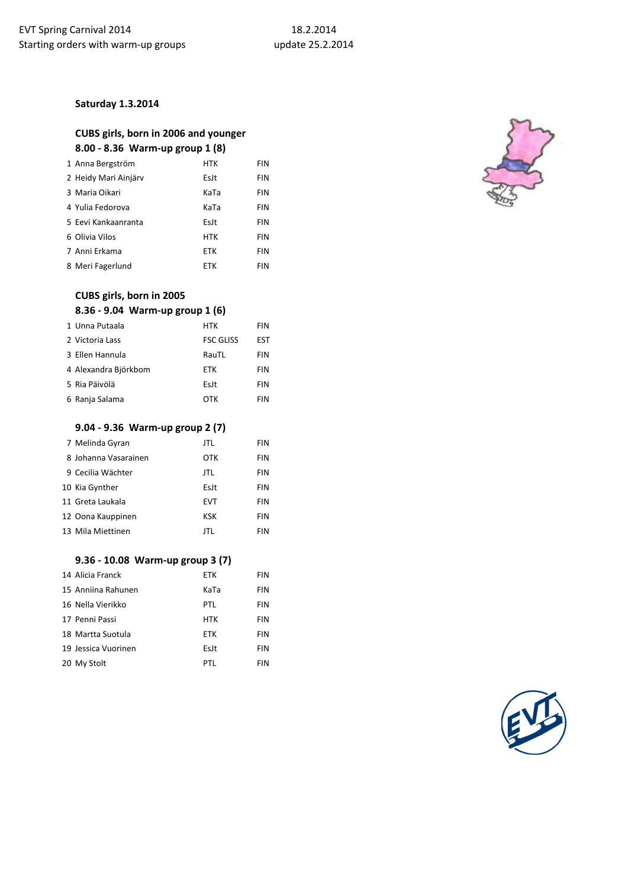EVT Spring Carnival 2014 18.2.2014
Starting orders with warm-up groups update 25.2.2014

**Saturday 1.3.2014**

### CUBS girls, born in 2006 and younger

**8.00 - 8.36 Warm-up group 1 (8)**

| # | Name | Club | Nation |
|---|---|---|---|
| 1 | Anna Bergström | HTK | FIN |
| 2 | Heidy Mari Ainjärv | EsJt | FIN |
| 3 | Maria Oikari | KaTa | FIN |
| 4 | Yulia Fedorova | KaTa | FIN |
| 5 | Eevi Kankaanranta | EsJt | FIN |
| 6 | Olivia Vilos | HTK | FIN |
| 7 | Anni Erkama | ETK | FIN |
| 8 | Meri Fagerlund | ETK | FIN |

### CUBS girls, born in 2005

**8.36 - 9.04 Warm-up group 1 (6)**

| # | Name | Club | Nation |
|---|---|---|---|
| 1 | Unna Putaala | HTK | FIN |
| 2 | Victoria Lass | FSC GLISS | EST |
| 3 | Ellen Hannula | RauTL | FIN |
| 4 | Alexandra Björkbom | ETK | FIN |
| 5 | Ria Päivölä | EsJt | FIN |
| 6 | Ranja Salama | OTK | FIN |

**9.04 - 9.36 Warm-up group 2 (7)**

| # | Name | Club | Nation |
|---|---|---|---|
| 7 | Melinda Gyran | JTL | FIN |
| 8 | Johanna Vasarainen | OTK | FIN |
| 9 | Cecilia Wächter | JTL | FIN |
| 10 | Kia Gynther | EsJt | FIN |
| 11 | Greta Laukala | EVT | FIN |
| 12 | Oona Kauppinen | KSK | FIN |
| 13 | Mila Miettinen | JTL | FIN |

**9.36 - 10.08 Warm-up group 3 (7)**

| # | Name | Club | Nation |
|---|---|---|---|
| 14 | Alicia Franck | ETK | FIN |
| 15 | Anniina Rahunen | KaTa | FIN |
| 16 | Nella Vierikko | PTL | FIN |
| 17 | Penni Passi | HTK | FIN |
| 18 | Martta Suotula | ETK | FIN |
| 19 | Jessica Vuorinen | EsJt | FIN |
| 20 | My Stolt | PTL | FIN |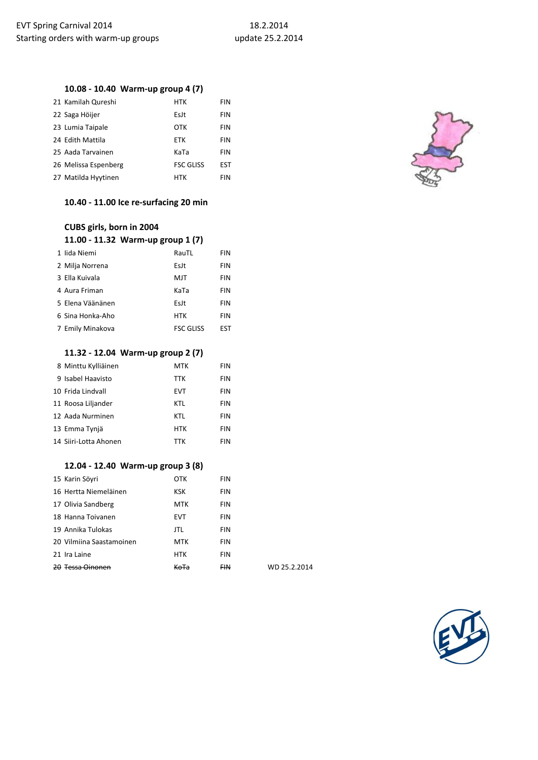EVT Spring Carnival 2014 18.2.2014
Starting orders with warm-up groups update 25.2.2014

### 10.08 - 10.40 Warm-up group 4 (7)

| | | | |
|---|---|---|---|
| 21 | Kamilah Qureshi | HTK | FIN |
| 22 | Saga Höijer | EsJt | FIN |
| 23 | Lumia Taipale | OTK | FIN |
| 24 | Edith Mattila | ETK | FIN |
| 25 | Aada Tarvainen | KaTa | FIN |
| 26 | Melissa Espenberg | FSC GLISS | EST |
| 27 | Matilda Hyytinen | HTK | FIN |

### 10.40 - 11.00 Ice re-surfacing 20 min

### CUBS girls, born in 2004

### 11.00 - 11.32 Warm-up group 1 (7)

| | | | |
|---|---|---|---|
| 1 | Iida Niemi | RauTL | FIN |
| 2 | Milja Norrena | EsJt | FIN |
| 3 | Ella Kuivala | MJT | FIN |
| 4 | Aura Friman | KaTa | FIN |
| 5 | Elena Väänänen | EsJt | FIN |
| 6 | Sina Honka-Aho | HTK | FIN |
| 7 | Emily Minakova | FSC GLISS | EST |

### 11.32 - 12.04 Warm-up group 2 (7)

| | | | |
|---|---|---|---|
| 8 | Minttu Kylliäinen | MTK | FIN |
| 9 | Isabel Haavisto | TTK | FIN |
| 10 | Frida Lindvall | EVT | FIN |
| 11 | Roosa Liljander | KTL | FIN |
| 12 | Aada Nurminen | KTL | FIN |
| 13 | Emma Tynjä | HTK | FIN |
| 14 | Siiri-Lotta Ahonen | TTK | FIN |

### 12.04 - 12.40 Warm-up group 3 (8)

| | | | | |
|---|---|---|---|---|
| 15 | Karin Söyri | OTK | FIN | |
| 16 | Hertta Niemeläinen | KSK | FIN | |
| 17 | Olivia Sandberg | MTK | FIN | |
| 18 | Hanna Toivanen | EVT | FIN | |
| 19 | Annika Tulokas | JTL | FIN | |
| 20 | Vilmiina Saastamoinen | MTK | FIN | |
| 21 | Ira Laine | HTK | FIN | |
| ~~20~~ | ~~Tessa Oinonen~~ | ~~KoTa~~ | ~~FIN~~ | WD 25.2.2014 |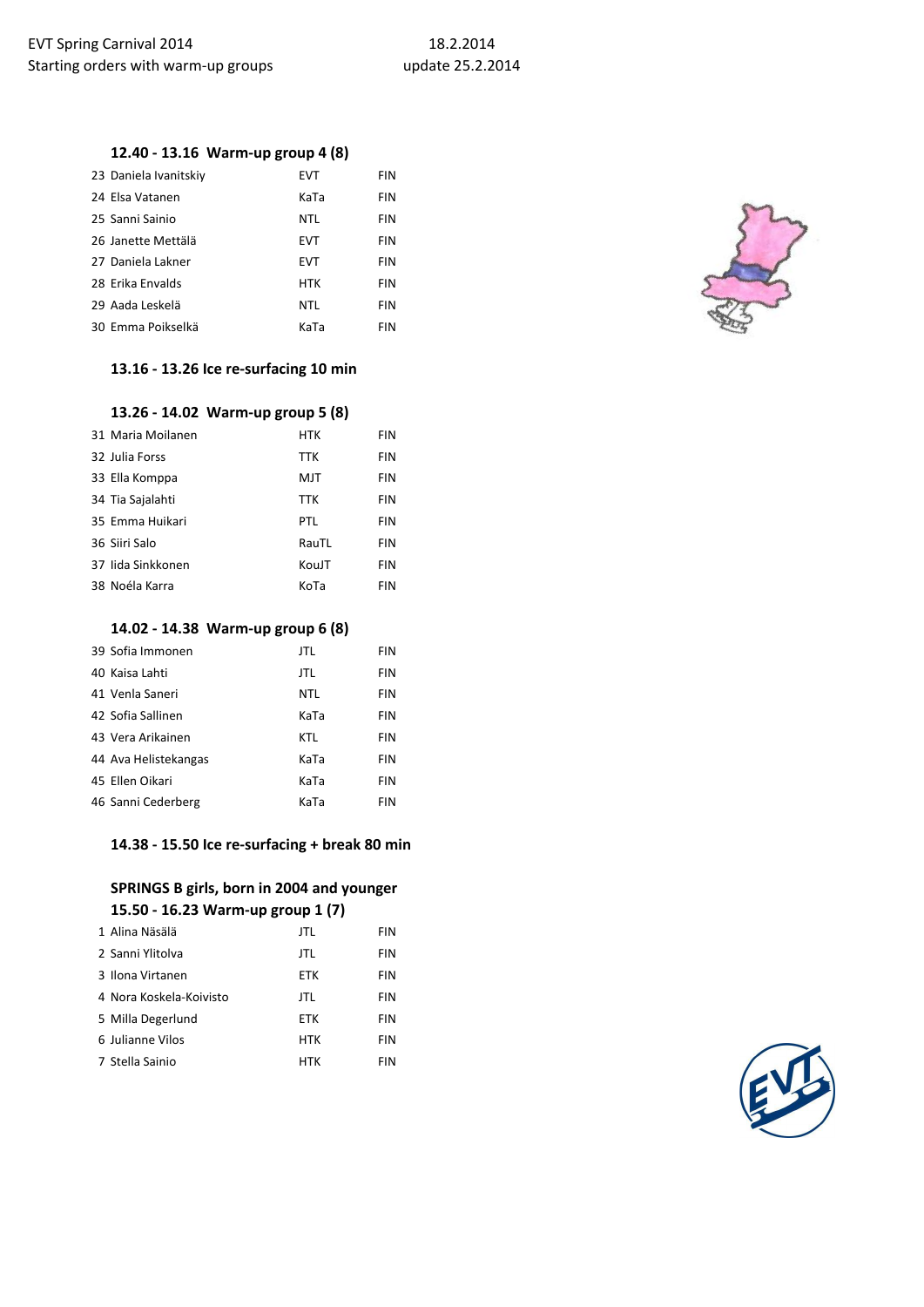EVT Spring Carnival 2014 18.2.2014
Starting orders with warm-up groups update 25.2.2014

### 12.40 - 13.16 Warm-up group 4 (8)

| | | | |
|---|---|---|---|
| 23 | Daniela Ivanitskiy | EVT | FIN |
| 24 | Elsa Vatanen | KaTa | FIN |
| 25 | Sanni Sainio | NTL | FIN |
| 26 | Janette Mettälä | EVT | FIN |
| 27 | Daniela Lakner | EVT | FIN |
| 28 | Erika Envalds | HTK | FIN |
| 29 | Aada Leskelä | NTL | FIN |
| 30 | Emma Poikselkä | KaTa | FIN |

### 13.16 - 13.26 Ice re-surfacing 10 min

### 13.26 - 14.02 Warm-up group 5 (8)

| | | | |
|---|---|---|---|
| 31 | Maria Moilanen | HTK | FIN |
| 32 | Julia Forss | TTK | FIN |
| 33 | Ella Komppa | MJT | FIN |
| 34 | Tia Sajalahti | TTK | FIN |
| 35 | Emma Huikari | PTL | FIN |
| 36 | Siiri Salo | RauTL | FIN |
| 37 | Iida Sinkkonen | KouJT | FIN |
| 38 | Noéla Karra | KoTa | FIN |

### 14.02 - 14.38 Warm-up group 6 (8)

| | | | |
|---|---|---|---|
| 39 | Sofia Immonen | JTL | FIN |
| 40 | Kaisa Lahti | JTL | FIN |
| 41 | Venla Saneri | NTL | FIN |
| 42 | Sofia Sallinen | KaTa | FIN |
| 43 | Vera Arikainen | KTL | FIN |
| 44 | Ava Helistekangas | KaTa | FIN |
| 45 | Ellen Oikari | KaTa | FIN |
| 46 | Sanni Cederberg | KaTa | FIN |

### 14.38 - 15.50 Ice re-surfacing + break 80 min

### SPRINGS B girls, born in 2004 and younger

### 15.50 - 16.23 Warm-up group 1 (7)

| | | | |
|---|---|---|---|
| 1 | Alina Näsälä | JTL | FIN |
| 2 | Sanni Ylitolva | JTL | FIN |
| 3 | Ilona Virtanen | ETK | FIN |
| 4 | Nora Koskela-Koivisto | JTL | FIN |
| 5 | Milla Degerlund | ETK | FIN |
| 6 | Julianne Vilos | HTK | FIN |
| 7 | Stella Sainio | HTK | FIN |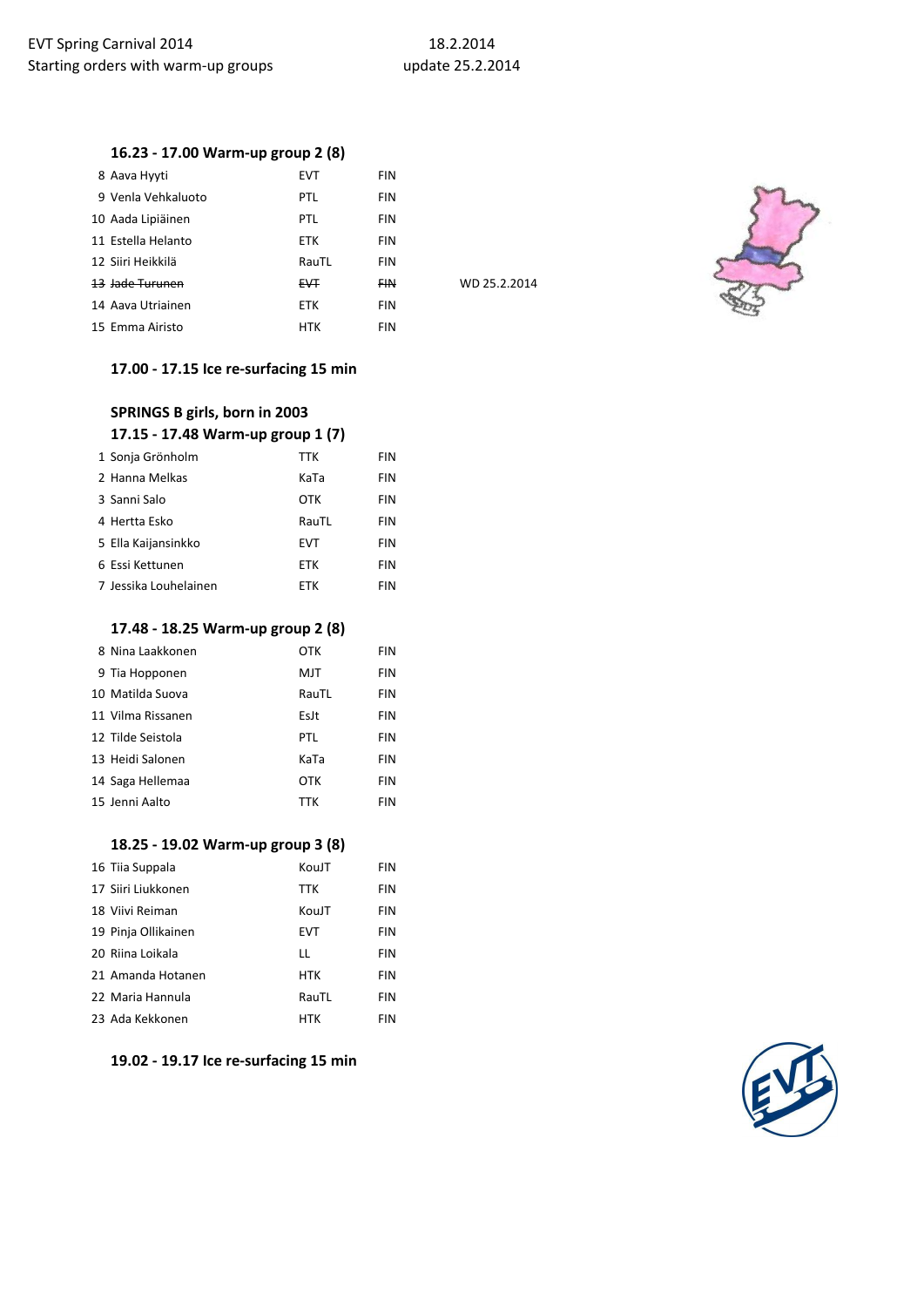EVT Spring Carnival 2014 — 18.2.2014

Starting orders with warm-up groups — update 25.2.2014

### 16.23 - 17.00 Warm-up group 2 (8)

| # | Name | Club | Nation | |
|---|---|---|---|---|
| 8 | Aava Hyyti | EVT | FIN | |
| 9 | Venla Vehkaluoto | PTL | FIN | |
| 10 | Aada Lipiäinen | PTL | FIN | |
| 11 | Estella Helanto | ETK | FIN | |
| 12 | Siiri Heikkilä | RauTL | FIN | |
| ~~13~~ | ~~Jade Turunen~~ | ~~EVT~~ | ~~FIN~~ | WD 25.2.2014 |
| 14 | Aava Utriainen | ETK | FIN | |
| 15 | Emma Airisto | HTK | FIN | |

### 17.00 - 17.15 Ice re-surfacing 15 min

## SPRINGS B girls, born in 2003

### 17.15 - 17.48 Warm-up group 1 (7)

| # | Name | Club | Nation |
|---|---|---|---|
| 1 | Sonja Grönholm | TTK | FIN |
| 2 | Hanna Melkas | KaTa | FIN |
| 3 | Sanni Salo | OTK | FIN |
| 4 | Hertta Esko | RauTL | FIN |
| 5 | Ella Kaijansinkko | EVT | FIN |
| 6 | Essi Kettunen | ETK | FIN |
| 7 | Jessika Louhelainen | ETK | FIN |

### 17.48 - 18.25 Warm-up group 2 (8)

| # | Name | Club | Nation |
|---|---|---|---|
| 8 | Nina Laakkonen | OTK | FIN |
| 9 | Tia Hopponen | MJT | FIN |
| 10 | Matilda Suova | RauTL | FIN |
| 11 | Vilma Rissanen | EsJt | FIN |
| 12 | Tilde Seistola | PTL | FIN |
| 13 | Heidi Salonen | KaTa | FIN |
| 14 | Saga Hellemaa | OTK | FIN |
| 15 | Jenni Aalto | TTK | FIN |

### 18.25 - 19.02 Warm-up group 3 (8)

| # | Name | Club | Nation |
|---|---|---|---|
| 16 | Tiia Suppala | KouJT | FIN |
| 17 | Siiri Liukkonen | TTK | FIN |
| 18 | Viivi Reiman | KouJT | FIN |
| 19 | Pinja Ollikainen | EVT | FIN |
| 20 | Riina Loikala | LL | FIN |
| 21 | Amanda Hotanen | HTK | FIN |
| 22 | Maria Hannula | RauTL | FIN |
| 23 | Ada Kekkonen | HTK | FIN |

### 19.02 - 19.17 Ice re-surfacing 15 min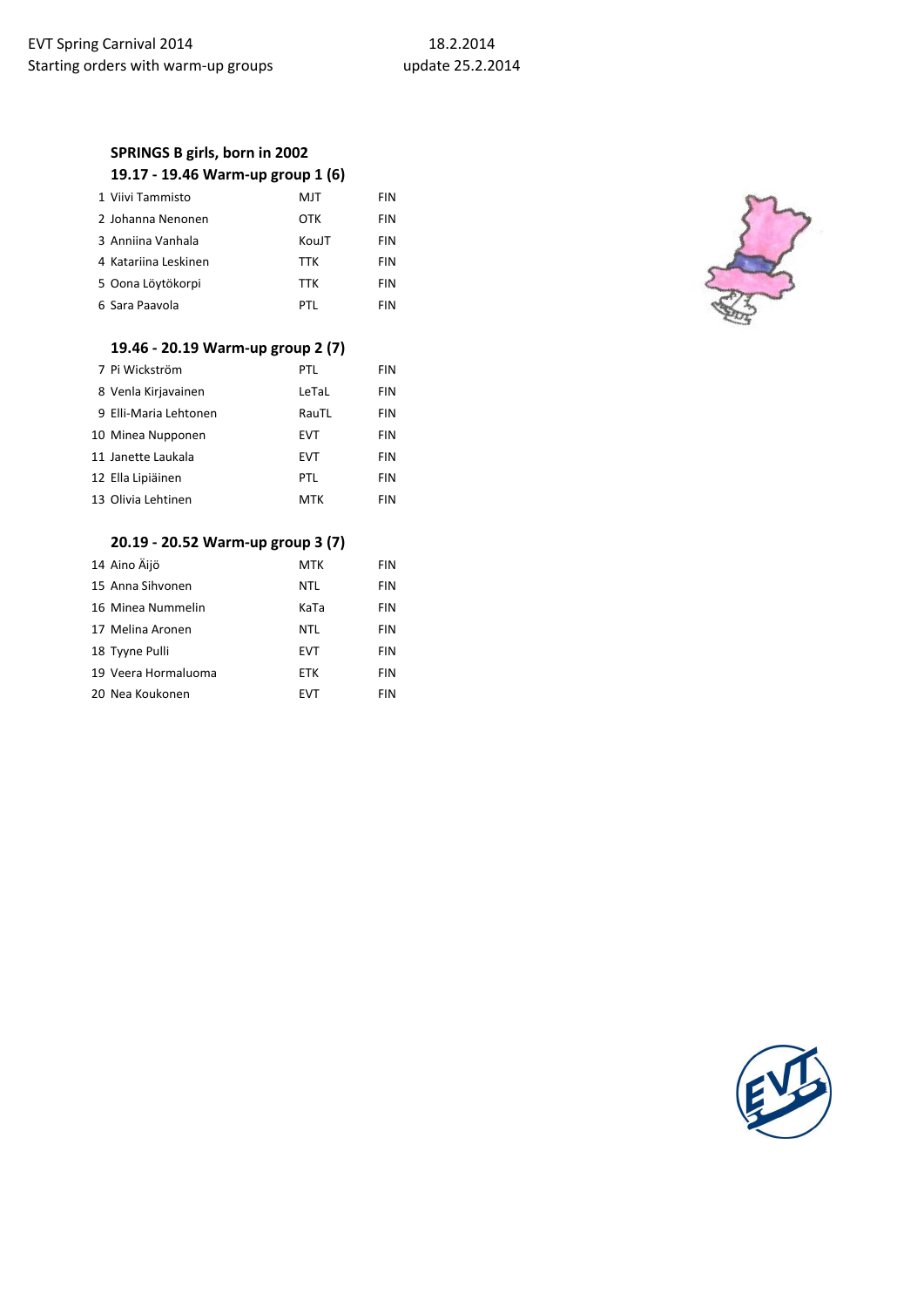EVT Spring Carnival 2014 18.2.2014
Starting orders with warm-up groups update 25.2.2014

### SPRINGS B girls, born in 2002

#### 19.17 - 19.46 Warm-up group 1 (6)

| | | | |
|---|---|---|---|
| 1 | Viivi Tammisto | MJT | FIN |
| 2 | Johanna Nenonen | OTK | FIN |
| 3 | Anniina Vanhala | KouJT | FIN |
| 4 | Katariina Leskinen | TTK | FIN |
| 5 | Oona Löytökorpi | TTK | FIN |
| 6 | Sara Paavola | PTL | FIN |

#### 19.46 - 20.19 Warm-up group 2 (7)

| | | | |
|---|---|---|---|
| 7 | Pi Wickström | PTL | FIN |
| 8 | Venla Kirjavainen | LeTaL | FIN |
| 9 | Elli-Maria Lehtonen | RauTL | FIN |
| 10 | Minea Nupponen | EVT | FIN |
| 11 | Janette Laukala | EVT | FIN |
| 12 | Ella Lipiäinen | PTL | FIN |
| 13 | Olivia Lehtinen | MTK | FIN |

#### 20.19 - 20.52 Warm-up group 3 (7)

| | | | |
|---|---|---|---|
| 14 | Aino Äijö | MTK | FIN |
| 15 | Anna Sihvonen | NTL | FIN |
| 16 | Minea Nummelin | KaTa | FIN |
| 17 | Melina Aronen | NTL | FIN |
| 18 | Tyyne Pulli | EVT | FIN |
| 19 | Veera Hormaluoma | ETK | FIN |
| 20 | Nea Koukonen | EVT | FIN |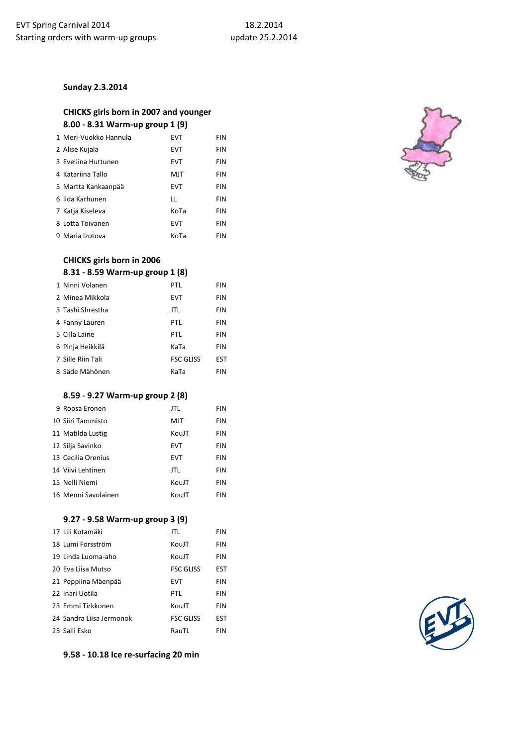EVT Spring Carnival 2014 18.2.2014
Starting orders with warm-up groups update 25.2.2014

### Sunday 2.3.2014

### CHICKS girls born in 2007 and younger

**8.00 - 8.31 Warm-up group 1 (9)**

| | | | |
|---|---|---|---|
| 1 | Meri-Vuokko Hannula | EVT | FIN |
| 2 | Alise Kujala | EVT | FIN |
| 3 | Eveliina Huttunen | EVT | FIN |
| 4 | Katariina Tallo | MJT | FIN |
| 5 | Martta Kankaanpää | EVT | FIN |
| 6 | Iida Karhunen | LL | FIN |
| 7 | Katja Kiseleva | KoTa | FIN |
| 8 | Lotta Toivanen | EVT | FIN |
| 9 | Maria Izotova | KoTa | FIN |

### CHICKS girls born in 2006

**8.31 - 8.59 Warm-up group 1 (8)**

| | | | |
|---|---|---|---|
| 1 | Ninni Volanen | PTL | FIN |
| 2 | Minea Mikkola | EVT | FIN |
| 3 | Tashi Shrestha | JTL | FIN |
| 4 | Fanny Lauren | PTL | FIN |
| 5 | Cilla Laine | PTL | FIN |
| 6 | Pinja Heikkilä | KaTa | FIN |
| 7 | Sille Riin Tali | FSC GLISS | EST |
| 8 | Säde Mähönen | KaTa | FIN |

**8.59 - 9.27 Warm-up group 2 (8)**

| | | | |
|---|---|---|---|
| 9 | Roosa Eronen | JTL | FIN |
| 10 | Siiri Tammisto | MJT | FIN |
| 11 | Matilda Lustig | KouJT | FIN |
| 12 | Silja Savinko | EVT | FIN |
| 13 | Cecilia Orenius | EVT | FIN |
| 14 | Viivi Lehtinen | JTL | FIN |
| 15 | Nelli Niemi | KouJT | FIN |
| 16 | Menni Savolainen | KouJT | FIN |

**9.27 - 9.58 Warm-up group 3 (9)**

| | | | |
|---|---|---|---|
| 17 | Lili Kotamäki | JTL | FIN |
| 18 | Lumi Forsström | KouJT | FIN |
| 19 | Linda Luoma-aho | KouJT | FIN |
| 20 | Eva Liisa Mutso | FSC GLISS | EST |
| 21 | Peppiina Mäenpää | EVT | FIN |
| 22 | Inari Uotila | PTL | FIN |
| 23 | Emmi Tirkkonen | KouJT | FIN |
| 24 | Sandra Liisa Jermonok | FSC GLISS | EST |
| 25 | Salli Esko | RauTL | FIN |

**9.58 - 10.18 Ice re-surfacing 20 min**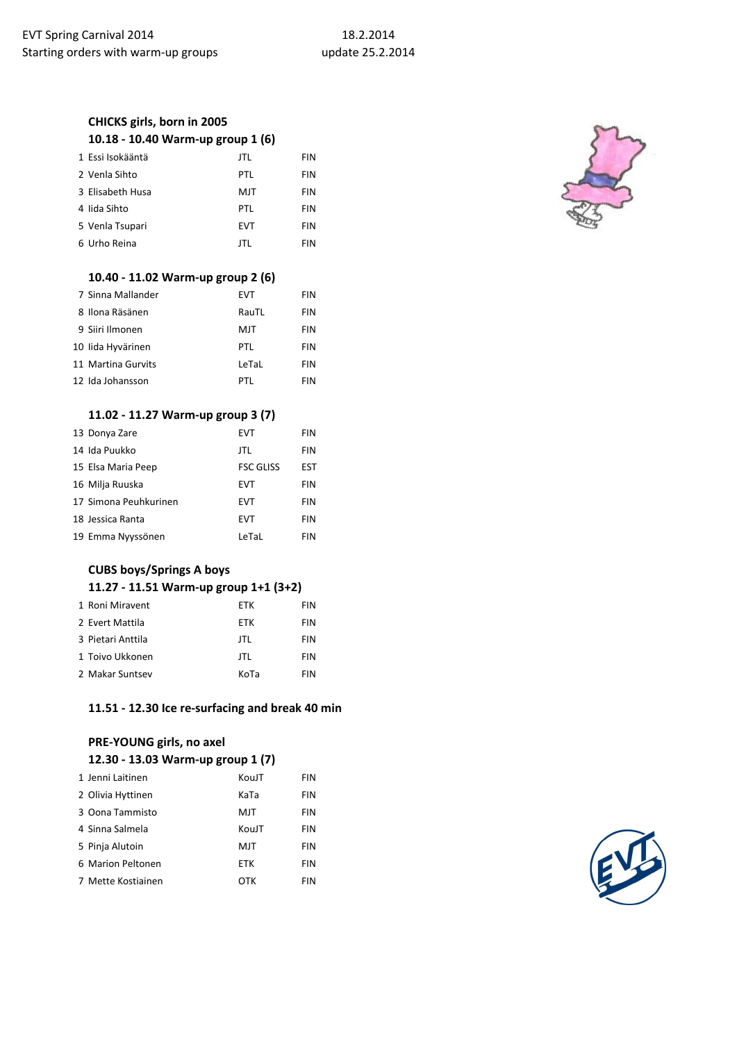EVT Spring Carnival 2014 — 18.2.2014

Starting orders with warm-up groups — update 25.2.2014

### CHICKS girls, born in 2005

#### 10.18 - 10.40 Warm-up group 1 (6)

| | | | |
|---|---|---|---|
| 1 | Essi Isokääntä | JTL | FIN |
| 2 | Venla Sihto | PTL | FIN |
| 3 | Elisabeth Husa | MJT | FIN |
| 4 | Iida Sihto | PTL | FIN |
| 5 | Venla Tsupari | EVT | FIN |
| 6 | Urho Reina | JTL | FIN |

#### 10.40 - 11.02 Warm-up group 2 (6)

| | | | |
|---|---|---|---|
| 7 | Sinna Mallander | EVT | FIN |
| 8 | Ilona Räsänen | RauTL | FIN |
| 9 | Siiri Ilmonen | MJT | FIN |
| 10 | Iida Hyvärinen | PTL | FIN |
| 11 | Martina Gurvits | LeTaL | FIN |
| 12 | Ida Johansson | PTL | FIN |

#### 11.02 - 11.27 Warm-up group 3 (7)

| | | | |
|---|---|---|---|
| 13 | Donya Zare | EVT | FIN |
| 14 | Ida Puukko | JTL | FIN |
| 15 | Elsa Maria Peep | FSC GLISS | EST |
| 16 | Milja Ruuska | EVT | FIN |
| 17 | Simona Peuhkurinen | EVT | FIN |
| 18 | Jessica Ranta | EVT | FIN |
| 19 | Emma Nyyssönen | LeTaL | FIN |

### CUBS boys/Springs A boys

#### 11.27 - 11.51 Warm-up group 1+1 (3+2)

| | | | |
|---|---|---|---|
| 1 | Roni Miravent | ETK | FIN |
| 2 | Evert Mattila | ETK | FIN |
| 3 | Pietari Anttila | JTL | FIN |
| 1 | Toivo Ukkonen | JTL | FIN |
| 2 | Makar Suntsev | KoTa | FIN |

#### 11.51 - 12.30 Ice re-surfacing and break 40 min

### PRE-YOUNG girls, no axel

#### 12.30 - 13.03 Warm-up group 1 (7)

| | | | |
|---|---|---|---|
| 1 | Jenni Laitinen | KouJT | FIN |
| 2 | Olivia Hyttinen | KaTa | FIN |
| 3 | Oona Tammisto | MJT | FIN |
| 4 | Sinna Salmela | KouJT | FIN |
| 5 | Pinja Alutoin | MJT | FIN |
| 6 | Marion Peltonen | ETK | FIN |
| 7 | Mette Kostiainen | OTK | FIN |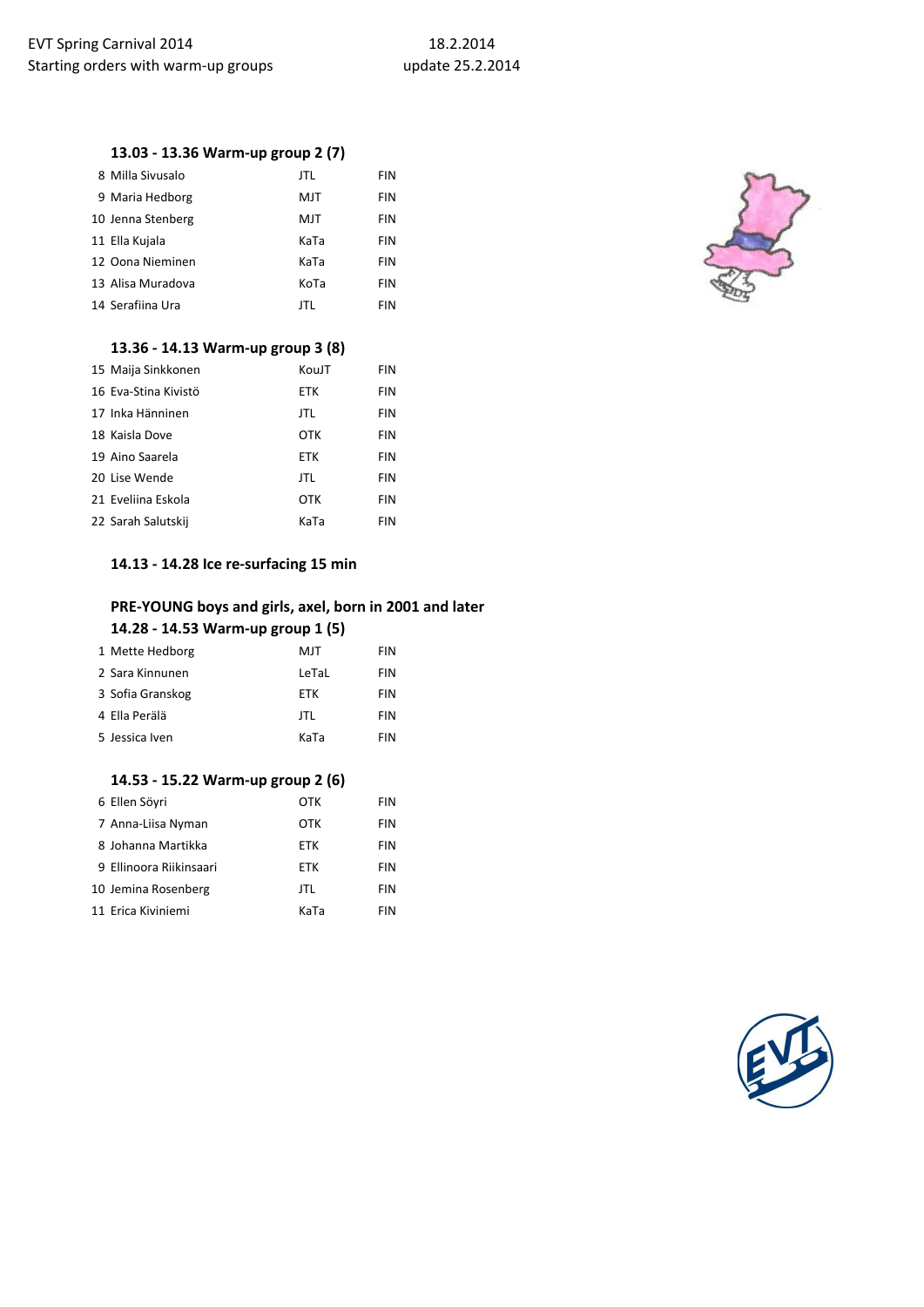EVT Spring Carnival 2014 18.2.2014
Starting orders with warm-up groups update 25.2.2014

### 13.03 - 13.36 Warm-up group 2 (7)

| | | | |
|---|---|---|---|
| 8 | Milla Sivusalo | JTL | FIN |
| 9 | Maria Hedborg | MJT | FIN |
| 10 | Jenna Stenberg | MJT | FIN |
| 11 | Ella Kujala | KaTa | FIN |
| 12 | Oona Nieminen | KaTa | FIN |
| 13 | Alisa Muradova | KoTa | FIN |
| 14 | Serafiina Ura | JTL | FIN |

### 13.36 - 14.13 Warm-up group 3 (8)

| | | | |
|---|---|---|---|
| 15 | Maija Sinkkonen | KouJT | FIN |
| 16 | Eva-Stina Kivistö | ETK | FIN |
| 17 | Inka Hänninen | JTL | FIN |
| 18 | Kaisla Dove | OTK | FIN |
| 19 | Aino Saarela | ETK | FIN |
| 20 | Lise Wende | JTL | FIN |
| 21 | Eveliina Eskola | OTK | FIN |
| 22 | Sarah Salutskij | KaTa | FIN |

### 14.13 - 14.28 Ice re-surfacing 15 min

### PRE-YOUNG boys and girls, axel, born in 2001 and later

### 14.28 - 14.53 Warm-up group 1 (5)

| | | | |
|---|---|---|---|
| 1 | Mette Hedborg | MJT | FIN |
| 2 | Sara Kinnunen | LeTaL | FIN |
| 3 | Sofia Granskog | ETK | FIN |
| 4 | Ella Perälä | JTL | FIN |
| 5 | Jessica Iven | KaTa | FIN |

### 14.53 - 15.22 Warm-up group 2 (6)

| | | | |
|---|---|---|---|
| 6 | Ellen Söyri | OTK | FIN |
| 7 | Anna-Liisa Nyman | OTK | FIN |
| 8 | Johanna Martikka | ETK | FIN |
| 9 | Ellinoora Riikinsaari | ETK | FIN |
| 10 | Jemina Rosenberg | JTL | FIN |
| 11 | Erica Kiviniemi | KaTa | FIN |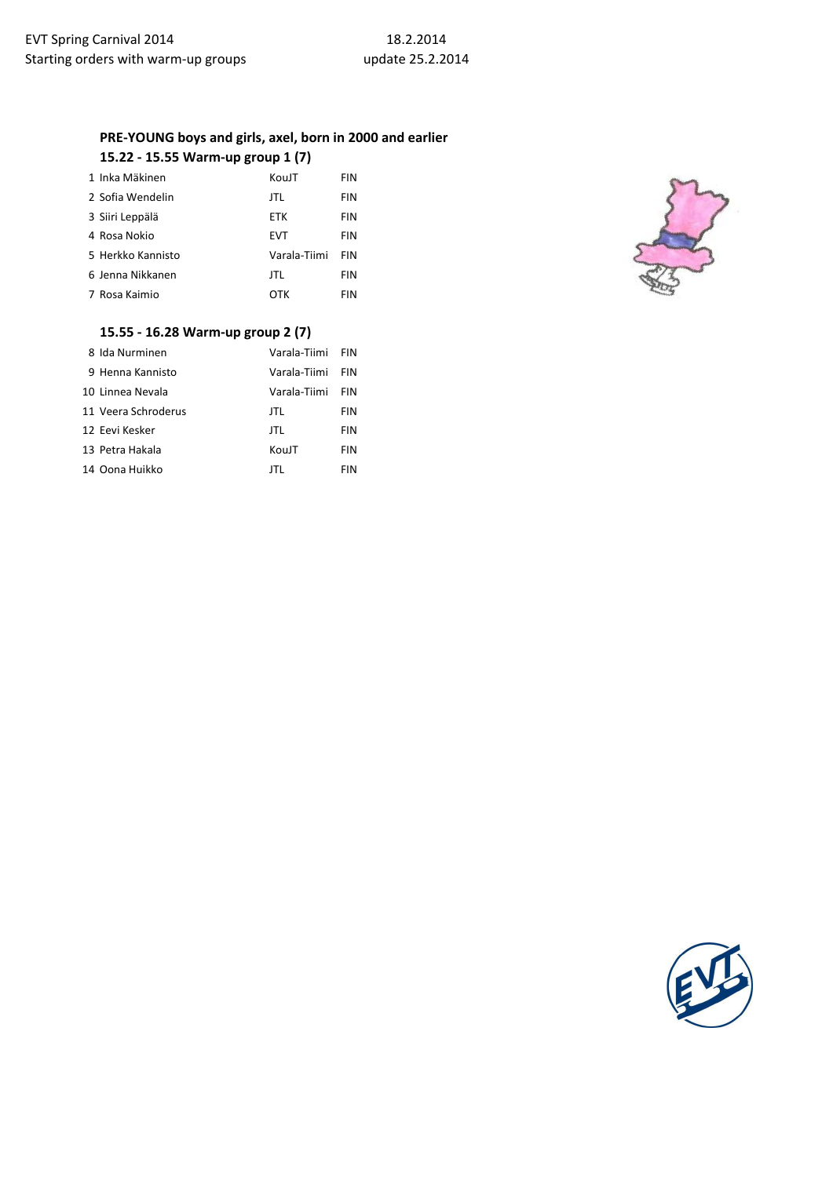EVT Spring Carnival 2014 — 18.2.2014

Starting orders with warm-up groups — update 25.2.2014

## PRE-YOUNG boys and girls, axel, born in 2000 and earlier

### 15.22 - 15.55 Warm-up group 1 (7)

| | | | |
|---|---|---|---|
| 1 | Inka Mäkinen | KouJT | FIN |
| 2 | Sofia Wendelin | JTL | FIN |
| 3 | Siiri Leppälä | ETK | FIN |
| 4 | Rosa Nokio | EVT | FIN |
| 5 | Herkko Kannisto | Varala-Tiimi | FIN |
| 6 | Jenna Nikkanen | JTL | FIN |
| 7 | Rosa Kaimio | OTK | FIN |

### 15.55 - 16.28 Warm-up group 2 (7)

| | | | |
|---|---|---|---|
| 8 | Ida Nurminen | Varala-Tiimi | FIN |
| 9 | Henna Kannisto | Varala-Tiimi | FIN |
| 10 | Linnea Nevala | Varala-Tiimi | FIN |
| 11 | Veera Schroderus | JTL | FIN |
| 12 | Eevi Kesker | JTL | FIN |
| 13 | Petra Hakala | KouJT | FIN |
| 14 | Oona Huikko | JTL | FIN |